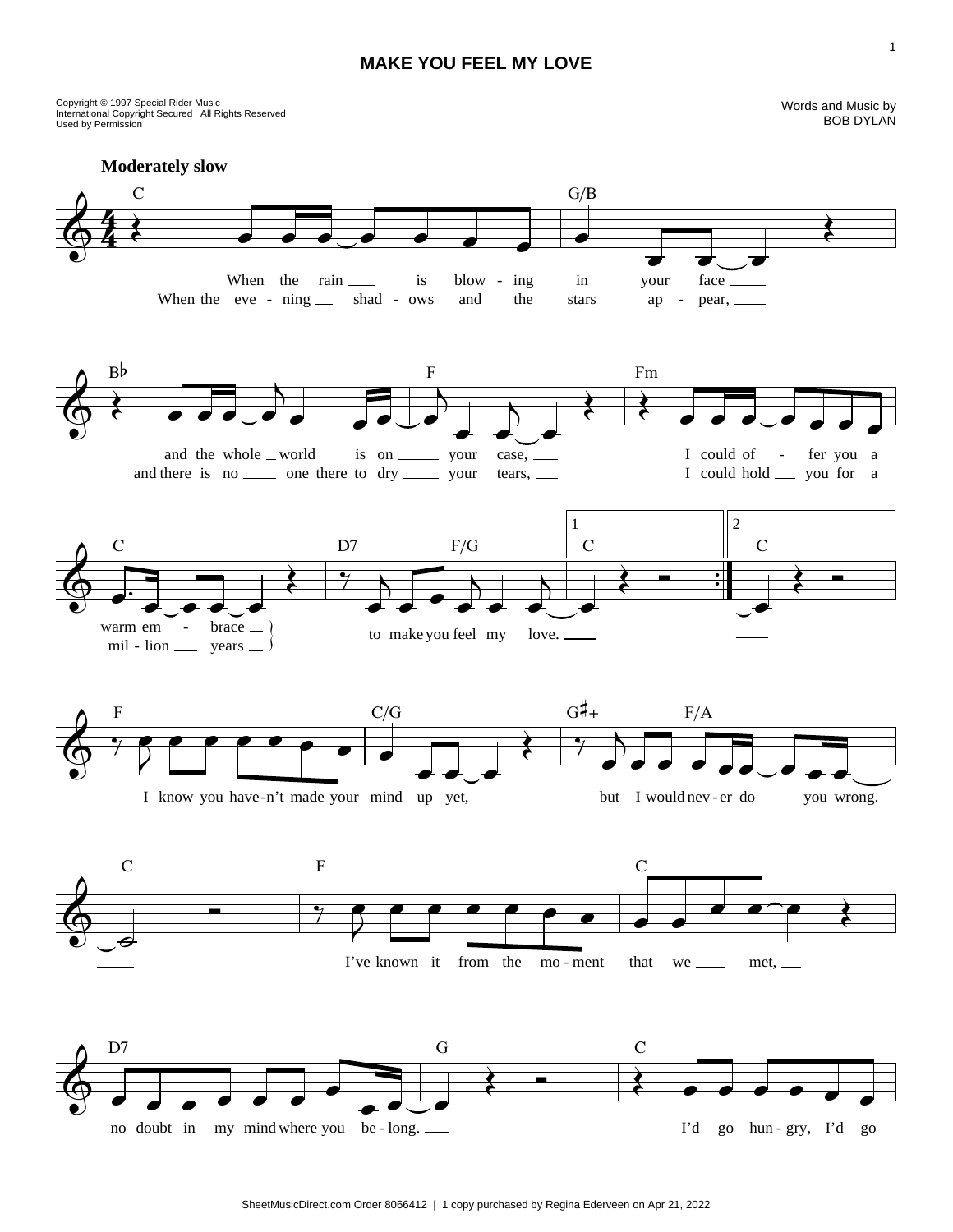# MAKE YOU FEEL MY LOVE

Copyright © 1997 Special Rider Music
International Copyright Secured All Rights Reserved
Used by Permission

Words and Music by
BOB DYLAN

**Moderately slow**

C — G/B
When the rain is blow - ing in your face
When the eve - ning shad - ows and the stars ap - pear,

B♭ — F — Fm
and the whole world is on your case, I could of - fer you a
and there is no one there to dry your tears, I could hold you for a

C — D7 — F/G — 1. C — 2. C
warm em - brace to make you feel my love.
mil - lion years

F — C/G — G♯+ — F/A
I know you have-n't made your mind up yet, but I would nev - er do you wrong.

C — F — C
I've known it from the mo - ment that we met,

D7 — G — C
no doubt in my mind where you be - long. I'd go hun - gry, I'd go

SheetMusicDirect.com Order 8066412 | 1 copy purchased by Regina Ederveen on Apr 21, 2022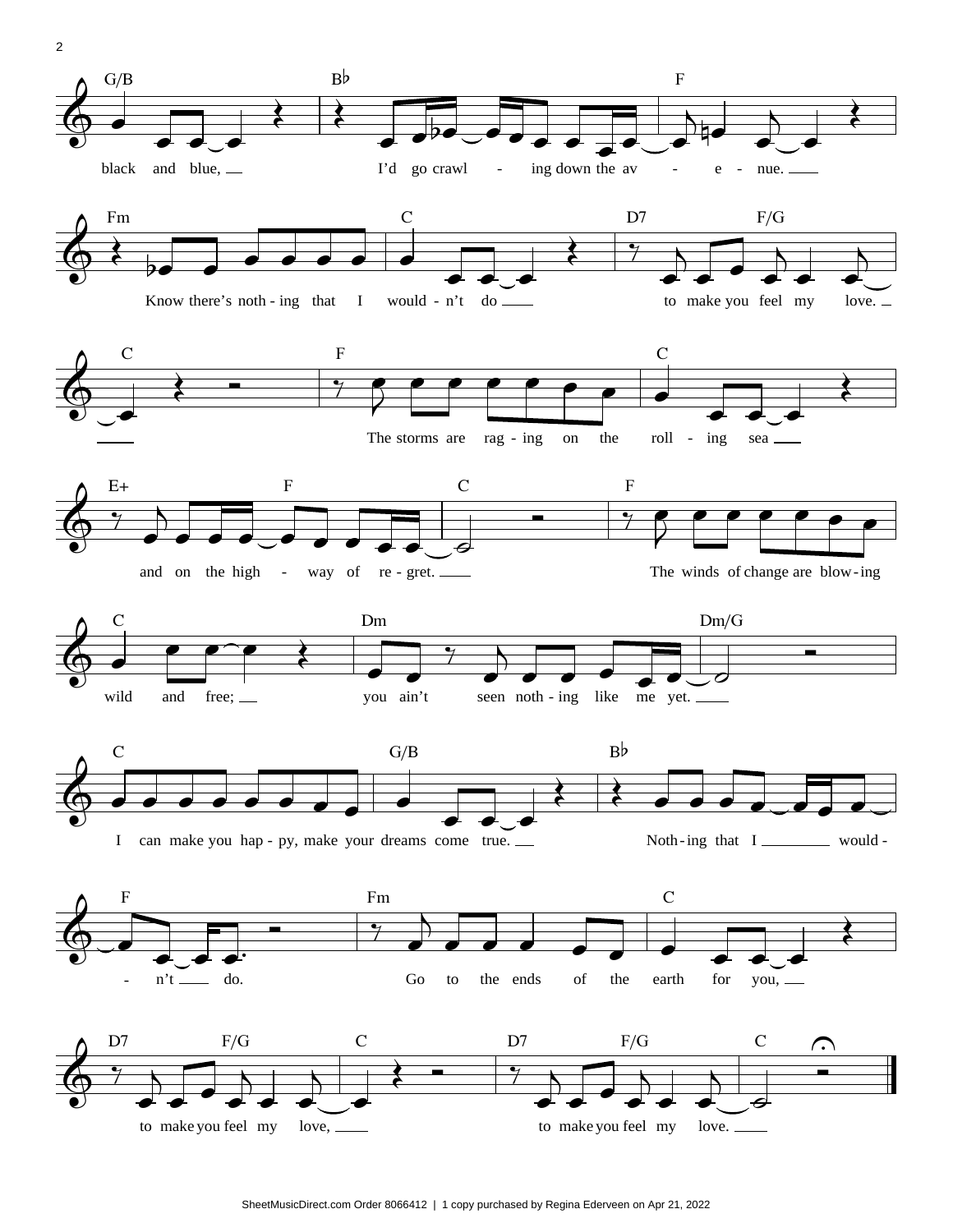G/B Bb F

black and blue, I'd go crawl - ing down the av - e - nue.

Fm C D7 F/G

Know there's noth - ing that I would - n't do to make you feel my love.

C F C

The storms are rag - ing on the roll - ing sea

E+ F C F

and on the high - way of re - gret. The winds of change are blow - ing

C Dm Dm/G

wild and free; you ain't seen noth - ing like me yet.

C G/B Bb

I can make you hap - py, make your dreams come true. Noth - ing that I would -

F Fm C

- n't do. Go to the ends of the earth for you,

D7 F/G C D7 F/G C

to make you feel my love, to make you feel my love.